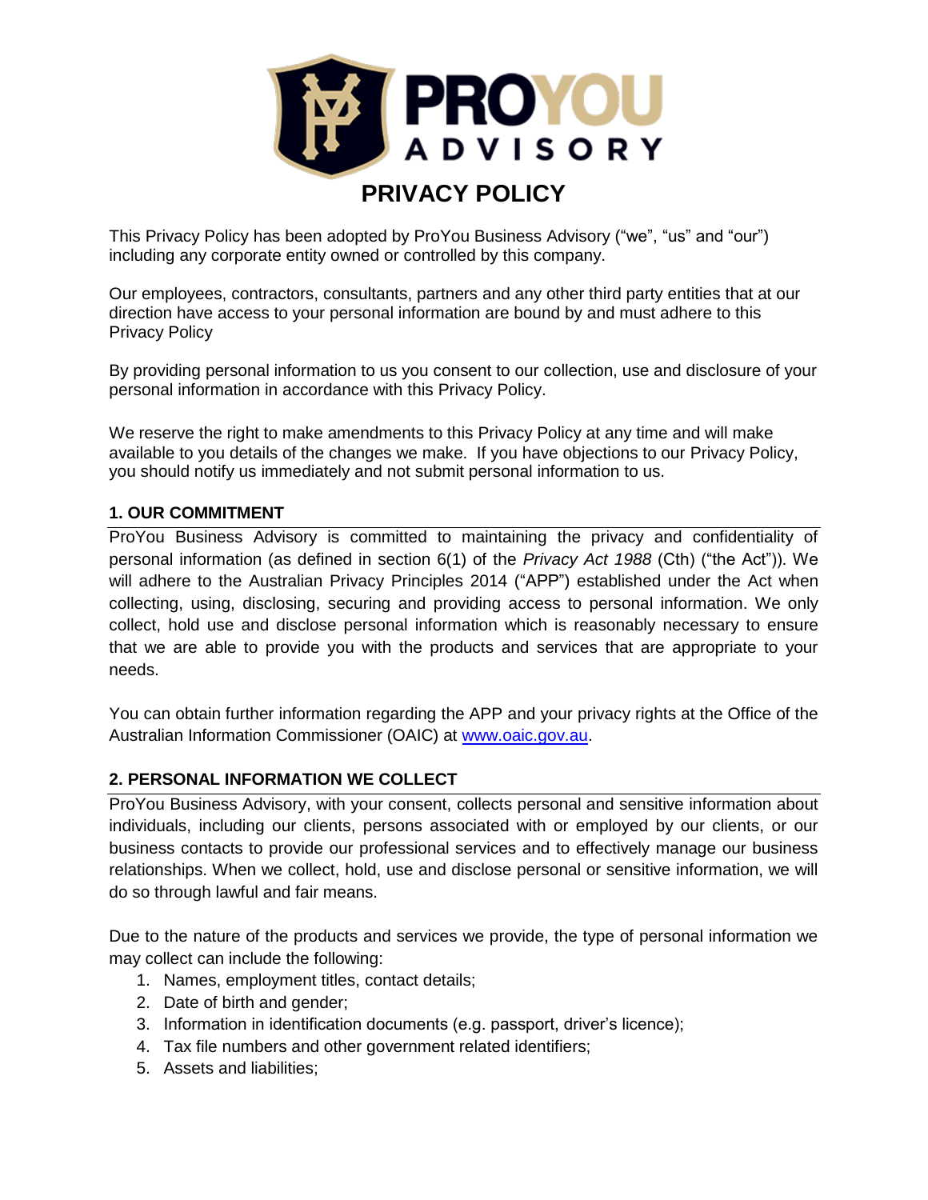# PRIVACY POLICY

This Privacy Policy has been adopted by ProYou Business Advisory ("we", "us" and "our") including any corporate entity owned or controlled by this company.

Our employees, contractors, consultants, partners and any other third party entities that at our direction have access to your personal information are bound by and must adhere to this Privacy Policy

By providing personal information to us you consent to our collection, use and disclosure of your personal information in accordance with this Privacy Policy.

We reserve the right to make amendments to this Privacy Policy at any time and will make available to you details of the changes we make. If you have objections to our Privacy Policy, you should notify us immediately and not submit personal information to us.

## 1. OUR COMMITMENT

ProYou Business Advisory is committed to maintaining the privacy and confidentiality of personal information (as defined in section 6(1) of the *Privacy Act 1988* (Cth) ("the Act")). We will adhere to the Australian Privacy Principles 2014 ("APP") established under the Act when collecting, using, disclosing, securing and providing access to personal information. We only collect, hold use and disclose personal information which is reasonably necessary to ensure that we are able to provide you with the products and services that are appropriate to your needs.

You can obtain further information regarding the APP and your privacy rights at the Office of the Australian Information Commissioner (OAIC) at [www.oaic.gov.au](http://www.oaic.gov.au).

## 2. PERSONAL INFORMATION WE COLLECT

ProYou Business Advisory, with your consent, collects personal and sensitive information about individuals, including our clients, persons associated with or employed by our clients, or our business contacts to provide our professional services and to effectively manage our business relationships. When we collect, hold, use and disclose personal or sensitive information, we will do so through lawful and fair means.

Due to the nature of the products and services we provide, the type of personal information we may collect can include the following:

1. Names, employment titles, contact details;
2. Date of birth and gender;
3. Information in identification documents (e.g. passport, driver's licence);
4. Tax file numbers and other government related identifiers;
5. Assets and liabilities;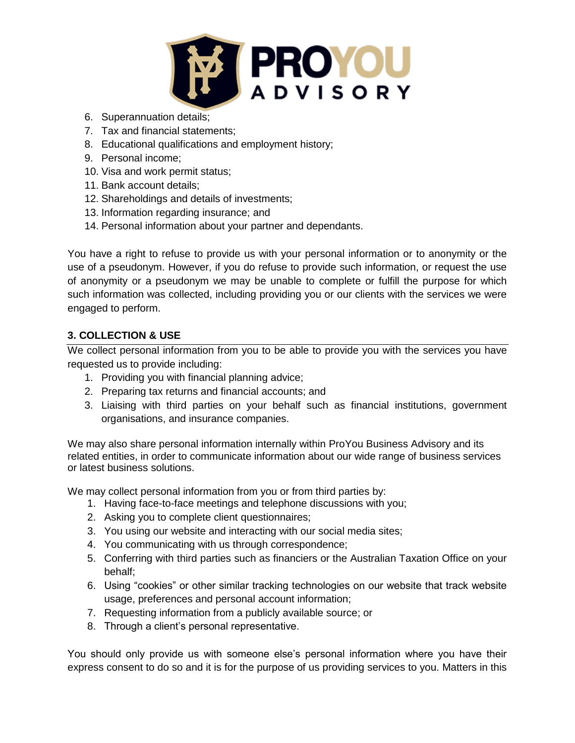6. Superannuation details;
7. Tax and financial statements;
8. Educational qualifications and employment history;
9. Personal income;
10. Visa and work permit status;
11. Bank account details;
12. Shareholdings and details of investments;
13. Information regarding insurance; and
14. Personal information about your partner and dependants.

You have a right to refuse to provide us with your personal information or to anonymity or the use of a pseudonym. However, if you do refuse to provide such information, or request the use of anonymity or a pseudonym we may be unable to complete or fulfill the purpose for which such information was collected, including providing you or our clients with the services we were engaged to perform.

## 3. COLLECTION & USE

We collect personal information from you to be able to provide you with the services you have requested us to provide including:

1. Providing you with financial planning advice;
2. Preparing tax returns and financial accounts; and
3. Liaising with third parties on your behalf such as financial institutions, government organisations, and insurance companies.

We may also share personal information internally within ProYou Business Advisory and its related entities, in order to communicate information about our wide range of business services or latest business solutions.

We may collect personal information from you or from third parties by:

1. Having face-to-face meetings and telephone discussions with you;
2. Asking you to complete client questionnaires;
3. You using our website and interacting with our social media sites;
4. You communicating with us through correspondence;
5. Conferring with third parties such as financiers or the Australian Taxation Office on your behalf;
6. Using "cookies" or other similar tracking technologies on our website that track website usage, preferences and personal account information;
7. Requesting information from a publicly available source; or
8. Through a client's personal representative.

You should only provide us with someone else's personal information where you have their express consent to do so and it is for the purpose of us providing services to you. Matters in this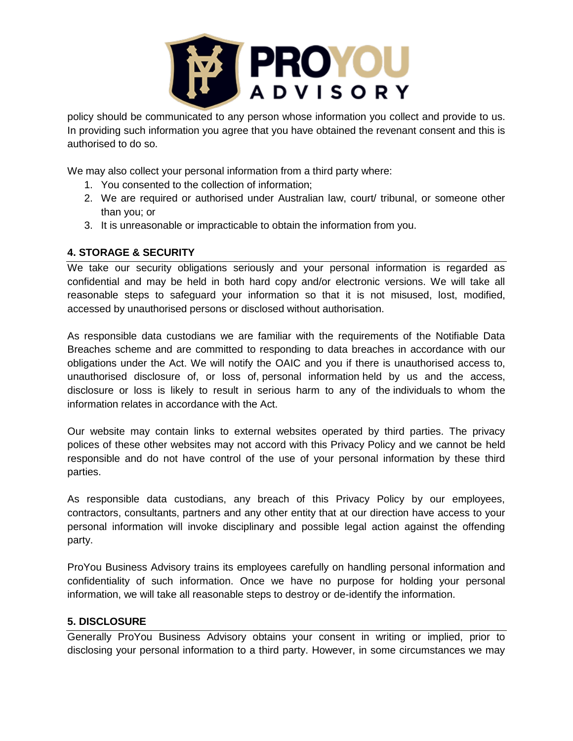policy should be communicated to any person whose information you collect and provide to us. In providing such information you agree that you have obtained the revenant consent and this is authorised to do so.

We may also collect your personal information from a third party where:

1. You consented to the collection of information;
2. We are required or authorised under Australian law, court/ tribunal, or someone other than you; or
3. It is unreasonable or impracticable to obtain the information from you.

## 4. STORAGE & SECURITY

We take our security obligations seriously and your personal information is regarded as confidential and may be held in both hard copy and/or electronic versions. We will take all reasonable steps to safeguard your information so that it is not misused, lost, modified, accessed by unauthorised persons or disclosed without authorisation.

As responsible data custodians we are familiar with the requirements of the Notifiable Data Breaches scheme and are committed to responding to data breaches in accordance with our obligations under the Act. We will notify the OAIC and you if there is unauthorised access to, unauthorised disclosure of, or loss of, personal information held by us and the access, disclosure or loss is likely to result in serious harm to any of the individuals to whom the information relates in accordance with the Act.

Our website may contain links to external websites operated by third parties. The privacy polices of these other websites may not accord with this Privacy Policy and we cannot be held responsible and do not have control of the use of your personal information by these third parties.

As responsible data custodians, any breach of this Privacy Policy by our employees, contractors, consultants, partners and any other entity that at our direction have access to your personal information will invoke disciplinary and possible legal action against the offending party.

ProYou Business Advisory trains its employees carefully on handling personal information and confidentiality of such information. Once we have no purpose for holding your personal information, we will take all reasonable steps to destroy or de-identify the information.

## 5. DISCLOSURE

Generally ProYou Business Advisory obtains your consent in writing or implied, prior to disclosing your personal information to a third party. However, in some circumstances we may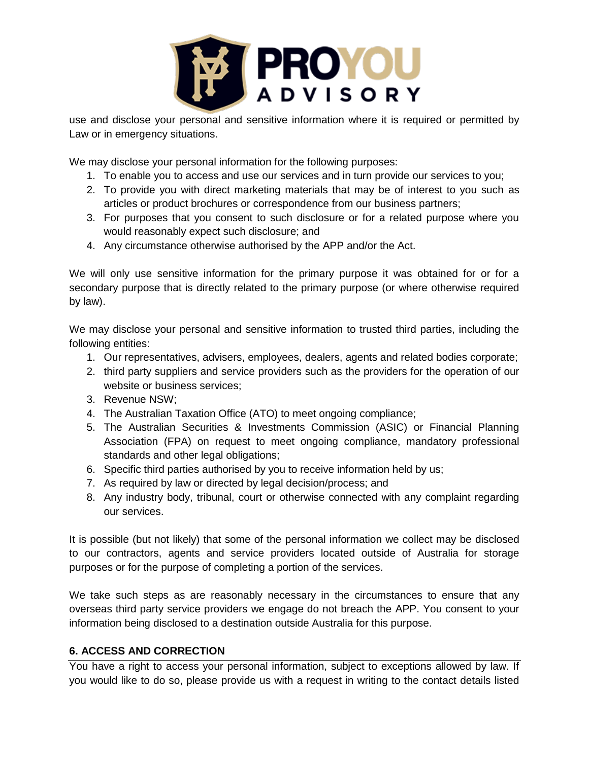use and disclose your personal and sensitive information where it is required or permitted by Law or in emergency situations.

We may disclose your personal information for the following purposes:

1. To enable you to access and use our services and in turn provide our services to you;
2. To provide you with direct marketing materials that may be of interest to you such as articles or product brochures or correspondence from our business partners;
3. For purposes that you consent to such disclosure or for a related purpose where you would reasonably expect such disclosure; and
4. Any circumstance otherwise authorised by the APP and/or the Act.

We will only use sensitive information for the primary purpose it was obtained for or for a secondary purpose that is directly related to the primary purpose (or where otherwise required by law).

We may disclose your personal and sensitive information to trusted third parties, including the following entities:

1. Our representatives, advisers, employees, dealers, agents and related bodies corporate;
2. third party suppliers and service providers such as the providers for the operation of our website or business services;
3. Revenue NSW;
4. The Australian Taxation Office (ATO) to meet ongoing compliance;
5. The Australian Securities & Investments Commission (ASIC) or Financial Planning Association (FPA) on request to meet ongoing compliance, mandatory professional standards and other legal obligations;
6. Specific third parties authorised by you to receive information held by us;
7. As required by law or directed by legal decision/process; and
8. Any industry body, tribunal, court or otherwise connected with any complaint regarding our services.

It is possible (but not likely) that some of the personal information we collect may be disclosed to our contractors, agents and service providers located outside of Australia for storage purposes or for the purpose of completing a portion of the services.

We take such steps as are reasonably necessary in the circumstances to ensure that any overseas third party service providers we engage do not breach the APP. You consent to your information being disclosed to a destination outside Australia for this purpose.

## 6. ACCESS AND CORRECTION

You have a right to access your personal information, subject to exceptions allowed by law. If you would like to do so, please provide us with a request in writing to the contact details listed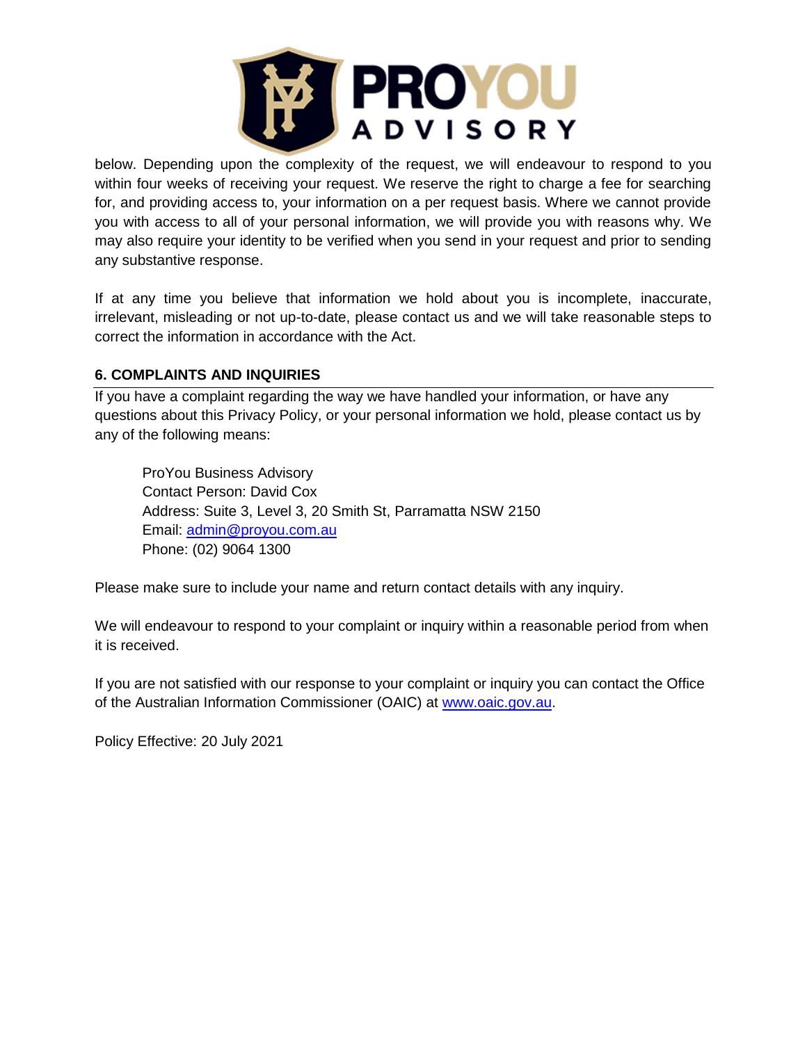below. Depending upon the complexity of the request, we will endeavour to respond to you within four weeks of receiving your request. We reserve the right to charge a fee for searching for, and providing access to, your information on a per request basis. Where we cannot provide you with access to all of your personal information, we will provide you with reasons why. We may also require your identity to be verified when you send in your request and prior to sending any substantive response.

If at any time you believe that information we hold about you is incomplete, inaccurate, irrelevant, misleading or not up-to-date, please contact us and we will take reasonable steps to correct the information in accordance with the Act.

## 6. COMPLAINTS AND INQUIRIES

If you have a complaint regarding the way we have handled your information, or have any questions about this Privacy Policy, or your personal information we hold, please contact us by any of the following means:

> ProYou Business Advisory
> Contact Person: David Cox
> Address: Suite 3, Level 3, 20 Smith St, Parramatta NSW 2150
> Email: admin@proyou.com.au
> Phone: (02) 9064 1300

Please make sure to include your name and return contact details with any inquiry.

We will endeavour to respond to your complaint or inquiry within a reasonable period from when it is received.

If you are not satisfied with our response to your complaint or inquiry you can contact the Office of the Australian Information Commissioner (OAIC) at www.oaic.gov.au.

Policy Effective: 20 July 2021